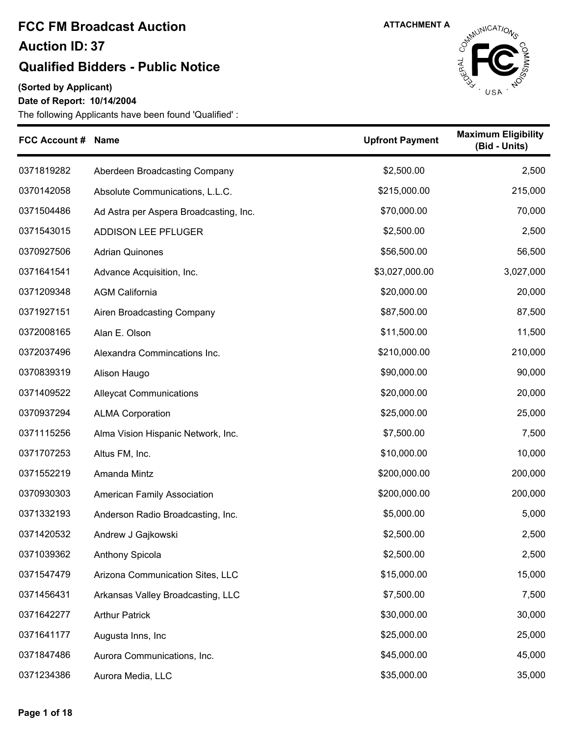# FCC FM Broadcast Auction

## Auction ID: 37

## Qualified Bidders - Public Notice

ATTACHMENT A

**(Sorted by Applicant)**

**Date of Report: 10/14/2004**

The following Applicants have been found 'Qualified' :

| FCC Account # | Name | Upfront Payment | Maximum Eligibility (Bid - Units) |
|---|---|---|---|
| 0371819282 | Aberdeen Broadcasting Company | $2,500.00 | 2,500 |
| 0370142058 | Absolute Communications, L.L.C. | $215,000.00 | 215,000 |
| 0371504486 | Ad Astra per Aspera Broadcasting, Inc. | $70,000.00 | 70,000 |
| 0371543015 | ADDISON LEE PFLUGER | $2,500.00 | 2,500 |
| 0370927506 | Adrian Quinones | $56,500.00 | 56,500 |
| 0371641541 | Advance Acquisition, Inc. | $3,027,000.00 | 3,027,000 |
| 0371209348 | AGM California | $20,000.00 | 20,000 |
| 0371927151 | Airen Broadcasting Company | $87,500.00 | 87,500 |
| 0372008165 | Alan E. Olson | $11,500.00 | 11,500 |
| 0372037496 | Alexandra Commincations Inc. | $210,000.00 | 210,000 |
| 0370839319 | Alison Haugo | $90,000.00 | 90,000 |
| 0371409522 | Alleycat Communications | $20,000.00 | 20,000 |
| 0370937294 | ALMA Corporation | $25,000.00 | 25,000 |
| 0371115256 | Alma Vision Hispanic Network, Inc. | $7,500.00 | 7,500 |
| 0371707253 | Altus FM, Inc. | $10,000.00 | 10,000 |
| 0371552219 | Amanda Mintz | $200,000.00 | 200,000 |
| 0370930303 | American Family Association | $200,000.00 | 200,000 |
| 0371332193 | Anderson Radio Broadcasting, Inc. | $5,000.00 | 5,000 |
| 0371420532 | Andrew J Gajkowski | $2,500.00 | 2,500 |
| 0371039362 | Anthony Spicola | $2,500.00 | 2,500 |
| 0371547479 | Arizona Communication Sites, LLC | $15,000.00 | 15,000 |
| 0371456431 | Arkansas Valley Broadcasting, LLC | $7,500.00 | 7,500 |
| 0371642277 | Arthur Patrick | $30,000.00 | 30,000 |
| 0371641177 | Augusta Inns, Inc | $25,000.00 | 25,000 |
| 0371847486 | Aurora Communications, Inc. | $45,000.00 | 45,000 |
| 0371234386 | Aurora Media, LLC | $35,000.00 | 35,000 |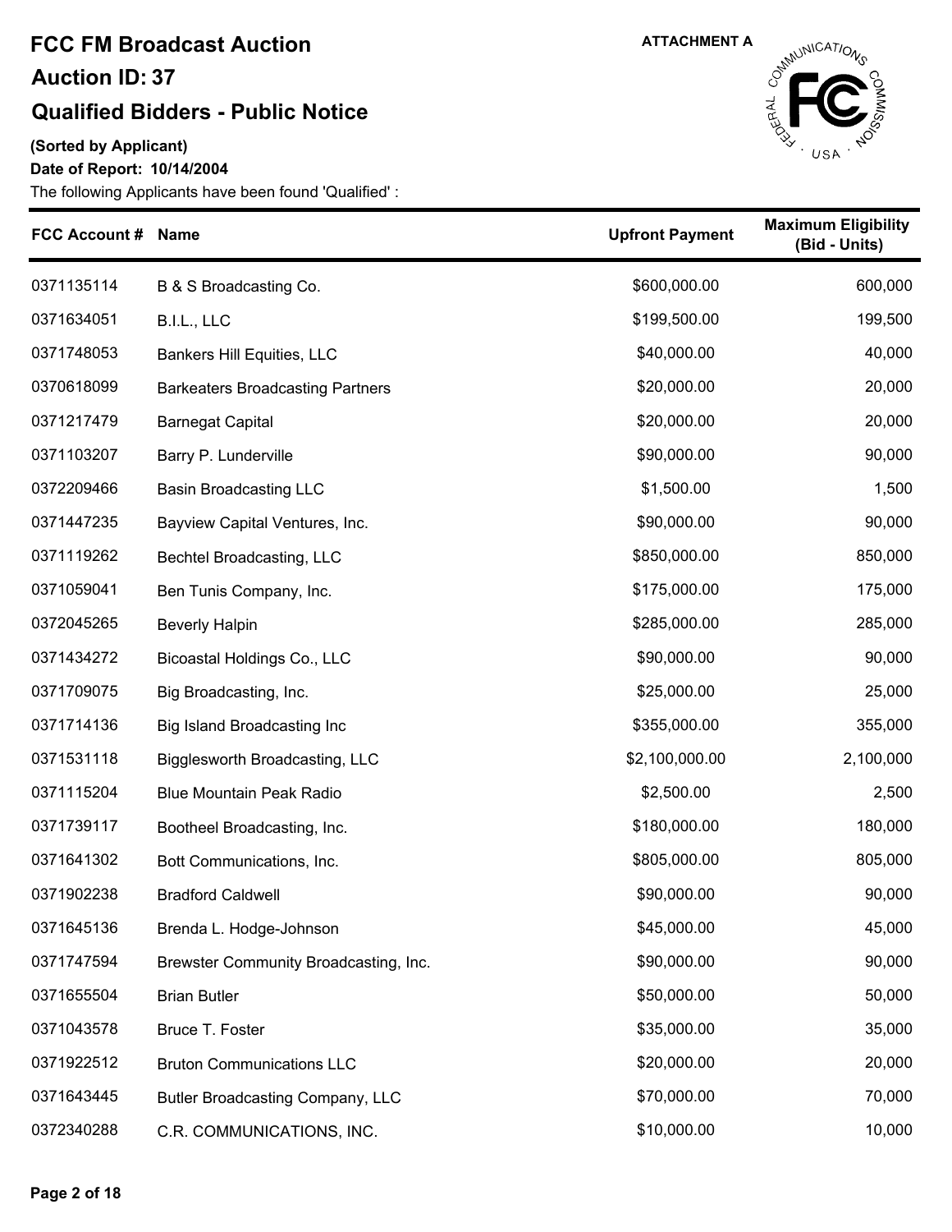# FCC FM Broadcast Auction

## Auction ID: 37

## Qualified Bidders - Public Notice

ATTACHMENT A

**(Sorted by Applicant)**

**Date of Report: 10/14/2004**

The following Applicants have been found 'Qualified' :

| FCC Account # | Name | Upfront Payment | Maximum Eligibility (Bid - Units) |
|---|---|---|---|
| 0371135114 | B & S Broadcasting Co. | $600,000.00 | 600,000 |
| 0371634051 | B.I.L., LLC | $199,500.00 | 199,500 |
| 0371748053 | Bankers Hill Equities, LLC | $40,000.00 | 40,000 |
| 0370618099 | Barkeaters Broadcasting Partners | $20,000.00 | 20,000 |
| 0371217479 | Barnegat Capital | $20,000.00 | 20,000 |
| 0371103207 | Barry P. Lunderville | $90,000.00 | 90,000 |
| 0372209466 | Basin Broadcasting LLC | $1,500.00 | 1,500 |
| 0371447235 | Bayview Capital Ventures, Inc. | $90,000.00 | 90,000 |
| 0371119262 | Bechtel Broadcasting, LLC | $850,000.00 | 850,000 |
| 0371059041 | Ben Tunis Company, Inc. | $175,000.00 | 175,000 |
| 0372045265 | Beverly Halpin | $285,000.00 | 285,000 |
| 0371434272 | Bicoastal Holdings Co., LLC | $90,000.00 | 90,000 |
| 0371709075 | Big Broadcasting, Inc. | $25,000.00 | 25,000 |
| 0371714136 | Big Island Broadcasting Inc | $355,000.00 | 355,000 |
| 0371531118 | Bigglesworth Broadcasting, LLC | $2,100,000.00 | 2,100,000 |
| 0371115204 | Blue Mountain Peak Radio | $2,500.00 | 2,500 |
| 0371739117 | Bootheel Broadcasting, Inc. | $180,000.00 | 180,000 |
| 0371641302 | Bott Communications, Inc. | $805,000.00 | 805,000 |
| 0371902238 | Bradford Caldwell | $90,000.00 | 90,000 |
| 0371645136 | Brenda L. Hodge-Johnson | $45,000.00 | 45,000 |
| 0371747594 | Brewster Community Broadcasting, Inc. | $90,000.00 | 90,000 |
| 0371655504 | Brian Butler | $50,000.00 | 50,000 |
| 0371043578 | Bruce T. Foster | $35,000.00 | 35,000 |
| 0371922512 | Bruton Communications LLC | $20,000.00 | 20,000 |
| 0371643445 | Butler Broadcasting Company, LLC | $70,000.00 | 70,000 |
| 0372340288 | C.R. COMMUNICATIONS, INC. | $10,000.00 | 10,000 |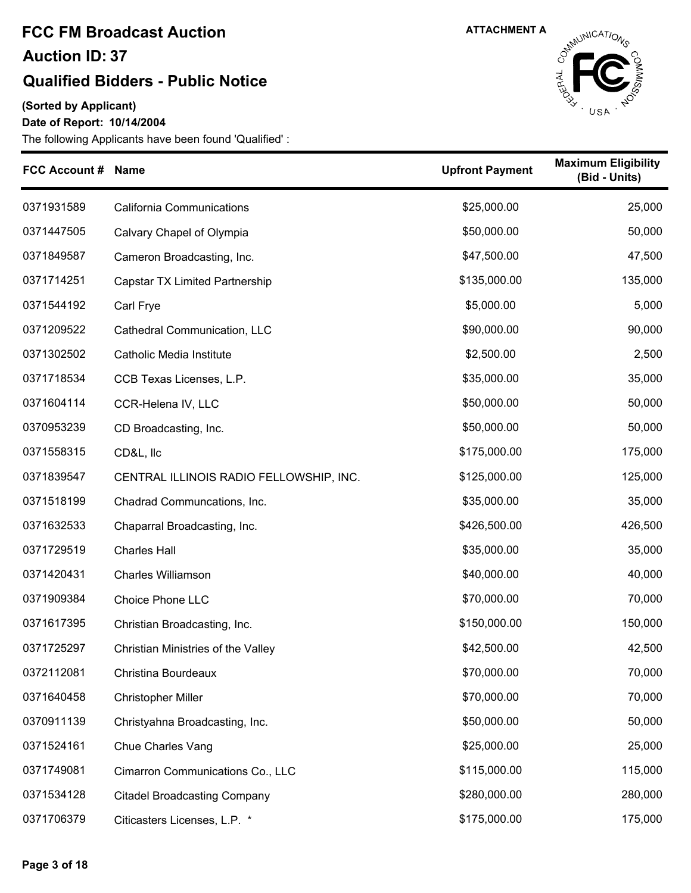# FCC FM Broadcast Auction

## Auction ID: 37

## Qualified Bidders - Public Notice

ATTACHMENT A

**(Sorted by Applicant)**

**Date of Report: 10/14/2004**

The following Applicants have been found 'Qualified' :

| FCC Account # | Name | Upfront Payment | Maximum Eligibility (Bid - Units) |
|---|---|---|---|
| 0371931589 | California Communications | $25,000.00 | 25,000 |
| 0371447505 | Calvary Chapel of Olympia | $50,000.00 | 50,000 |
| 0371849587 | Cameron Broadcasting, Inc. | $47,500.00 | 47,500 |
| 0371714251 | Capstar TX Limited Partnership | $135,000.00 | 135,000 |
| 0371544192 | Carl Frye | $5,000.00 | 5,000 |
| 0371209522 | Cathedral Communication, LLC | $90,000.00 | 90,000 |
| 0371302502 | Catholic Media Institute | $2,500.00 | 2,500 |
| 0371718534 | CCB Texas Licenses, L.P. | $35,000.00 | 35,000 |
| 0371604114 | CCR-Helena IV, LLC | $50,000.00 | 50,000 |
| 0370953239 | CD Broadcasting, Inc. | $50,000.00 | 50,000 |
| 0371558315 | CD&L, llc | $175,000.00 | 175,000 |
| 0371839547 | CENTRAL ILLINOIS RADIO FELLOWSHIP, INC. | $125,000.00 | 125,000 |
| 0371518199 | Chadrad Communcations, Inc. | $35,000.00 | 35,000 |
| 0371632533 | Chaparral Broadcasting, Inc. | $426,500.00 | 426,500 |
| 0371729519 | Charles Hall | $35,000.00 | 35,000 |
| 0371420431 | Charles Williamson | $40,000.00 | 40,000 |
| 0371909384 | Choice Phone LLC | $70,000.00 | 70,000 |
| 0371617395 | Christian Broadcasting, Inc. | $150,000.00 | 150,000 |
| 0371725297 | Christian Ministries of the Valley | $42,500.00 | 42,500 |
| 0372112081 | Christina Bourdeaux | $70,000.00 | 70,000 |
| 0371640458 | Christopher Miller | $70,000.00 | 70,000 |
| 0370911139 | Christyahna Broadcasting, Inc. | $50,000.00 | 50,000 |
| 0371524161 | Chue Charles Vang | $25,000.00 | 25,000 |
| 0371749081 | Cimarron Communications Co., LLC | $115,000.00 | 115,000 |
| 0371534128 | Citadel Broadcasting Company | $280,000.00 | 280,000 |
| 0371706379 | Citicasters Licenses, L.P. * | $175,000.00 | 175,000 |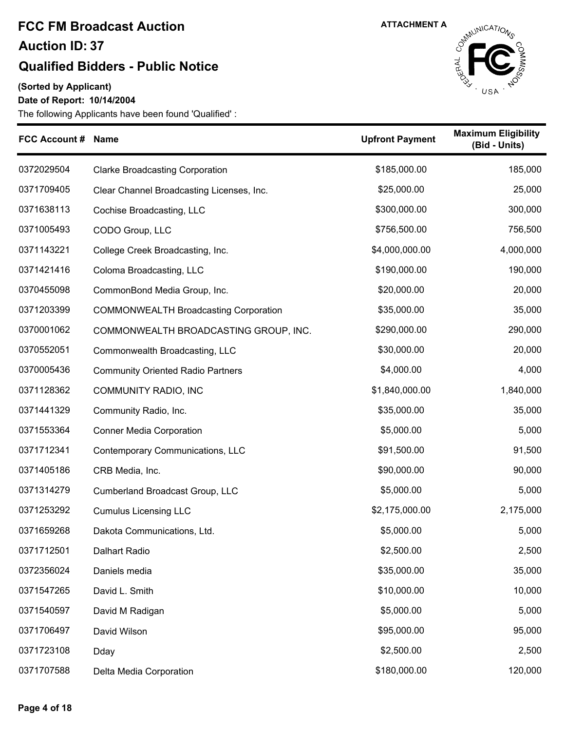# FCC FM Broadcast Auction

## Auction ID: 37

## Qualified Bidders - Public Notice

ATTACHMENT A

**(Sorted by Applicant)**

**Date of Report: 10/14/2004**

The following Applicants have been found 'Qualified' :

| FCC Account # | Name | Upfront Payment | Maximum Eligibility (Bid - Units) |
|---|---|---|---|
| 0372029504 | Clarke Broadcasting Corporation | $185,000.00 | 185,000 |
| 0371709405 | Clear Channel Broadcasting Licenses, Inc. | $25,000.00 | 25,000 |
| 0371638113 | Cochise Broadcasting, LLC | $300,000.00 | 300,000 |
| 0371005493 | CODO Group, LLC | $756,500.00 | 756,500 |
| 0371143221 | College Creek Broadcasting, Inc. | $4,000,000.00 | 4,000,000 |
| 0371421416 | Coloma Broadcasting, LLC | $190,000.00 | 190,000 |
| 0370455098 | CommonBond Media Group, Inc. | $20,000.00 | 20,000 |
| 0371203399 | COMMONWEALTH Broadcasting Corporation | $35,000.00 | 35,000 |
| 0370001062 | COMMONWEALTH BROADCASTING GROUP, INC. | $290,000.00 | 290,000 |
| 0370552051 | Commonwealth Broadcasting, LLC | $30,000.00 | 20,000 |
| 0370005436 | Community Oriented Radio Partners | $4,000.00 | 4,000 |
| 0371128362 | COMMUNITY RADIO, INC | $1,840,000.00 | 1,840,000 |
| 0371441329 | Community Radio, Inc. | $35,000.00 | 35,000 |
| 0371553364 | Conner Media Corporation | $5,000.00 | 5,000 |
| 0371712341 | Contemporary Communications, LLC | $91,500.00 | 91,500 |
| 0371405186 | CRB Media, Inc. | $90,000.00 | 90,000 |
| 0371314279 | Cumberland Broadcast Group, LLC | $5,000.00 | 5,000 |
| 0371253292 | Cumulus Licensing LLC | $2,175,000.00 | 2,175,000 |
| 0371659268 | Dakota Communications, Ltd. | $5,000.00 | 5,000 |
| 0371712501 | Dalhart Radio | $2,500.00 | 2,500 |
| 0372356024 | Daniels media | $35,000.00 | 35,000 |
| 0371547265 | David L. Smith | $10,000.00 | 10,000 |
| 0371540597 | David M Radigan | $5,000.00 | 5,000 |
| 0371706497 | David Wilson | $95,000.00 | 95,000 |
| 0371723108 | Dday | $2,500.00 | 2,500 |
| 0371707588 | Delta Media Corporation | $180,000.00 | 120,000 |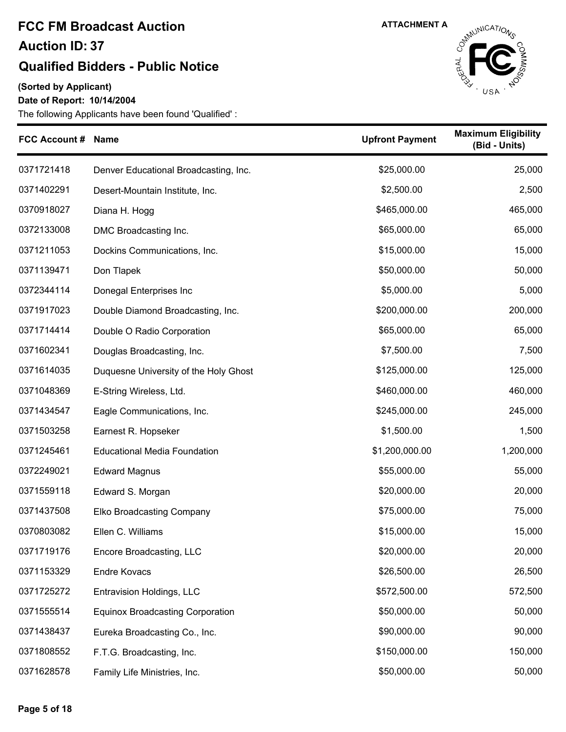# FCC FM Broadcast Auction

## Auction ID: 37

## Qualified Bidders - Public Notice

ATTACHMENT A

**(Sorted by Applicant)**

**Date of Report: 10/14/2004**

The following Applicants have been found 'Qualified' :

| FCC Account # | Name | Upfront Payment | Maximum Eligibility (Bid - Units) |
|---|---|---|---|
| 0371721418 | Denver Educational Broadcasting, Inc. | $25,000.00 | 25,000 |
| 0371402291 | Desert-Mountain Institute, Inc. | $2,500.00 | 2,500 |
| 0370918027 | Diana H. Hogg | $465,000.00 | 465,000 |
| 0372133008 | DMC Broadcasting Inc. | $65,000.00 | 65,000 |
| 0371211053 | Dockins Communications, Inc. | $15,000.00 | 15,000 |
| 0371139471 | Don Tlapek | $50,000.00 | 50,000 |
| 0372344114 | Donegal Enterprises Inc | $5,000.00 | 5,000 |
| 0371917023 | Double Diamond Broadcasting, Inc. | $200,000.00 | 200,000 |
| 0371714414 | Double O Radio Corporation | $65,000.00 | 65,000 |
| 0371602341 | Douglas Broadcasting, Inc. | $7,500.00 | 7,500 |
| 0371614035 | Duquesne University of the Holy Ghost | $125,000.00 | 125,000 |
| 0371048369 | E-String Wireless, Ltd. | $460,000.00 | 460,000 |
| 0371434547 | Eagle Communications, Inc. | $245,000.00 | 245,000 |
| 0371503258 | Earnest R. Hopseker | $1,500.00 | 1,500 |
| 0371245461 | Educational Media Foundation | $1,200,000.00 | 1,200,000 |
| 0372249021 | Edward Magnus | $55,000.00 | 55,000 |
| 0371559118 | Edward S. Morgan | $20,000.00 | 20,000 |
| 0371437508 | Elko Broadcasting Company | $75,000.00 | 75,000 |
| 0370803082 | Ellen C. Williams | $15,000.00 | 15,000 |
| 0371719176 | Encore Broadcasting, LLC | $20,000.00 | 20,000 |
| 0371153329 | Endre Kovacs | $26,500.00 | 26,500 |
| 0371725272 | Entravision Holdings, LLC | $572,500.00 | 572,500 |
| 0371555514 | Equinox Broadcasting Corporation | $50,000.00 | 50,000 |
| 0371438437 | Eureka Broadcasting Co., Inc. | $90,000.00 | 90,000 |
| 0371808552 | F.T.G. Broadcasting, Inc. | $150,000.00 | 150,000 |
| 0371628578 | Family Life Ministries, Inc. | $50,000.00 | 50,000 |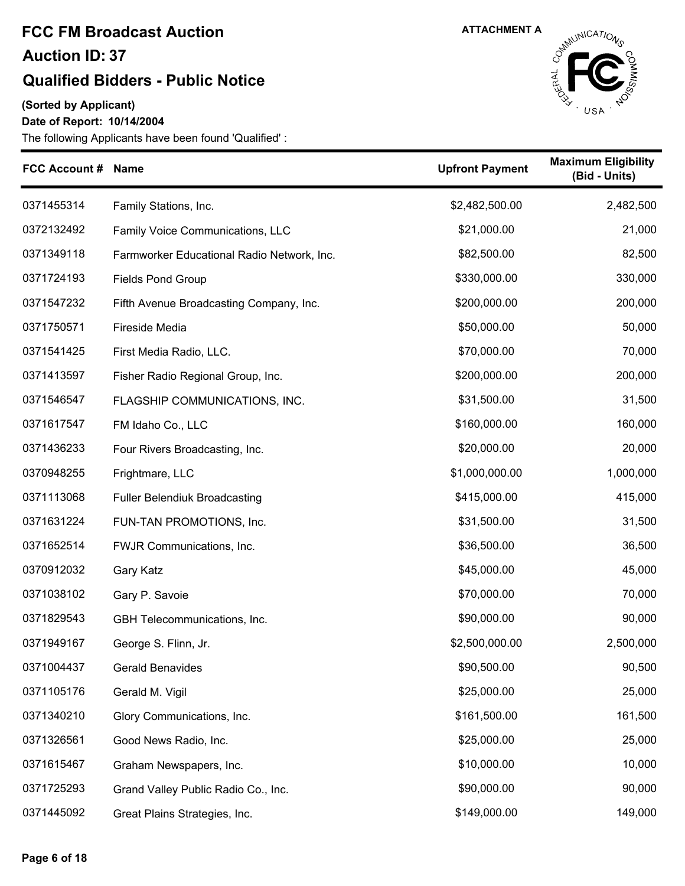# FCC FM Broadcast Auction

## Auction ID: 37

## Qualified Bidders - Public Notice

ATTACHMENT A

**(Sorted by Applicant)**

**Date of Report: 10/14/2004**

The following Applicants have been found 'Qualified' :

| FCC Account # | Name | Upfront Payment | Maximum Eligibility (Bid - Units) |
|---|---|---|---|
| 0371455314 | Family Stations, Inc. | $2,482,500.00 | 2,482,500 |
| 0372132492 | Family Voice Communications, LLC | $21,000.00 | 21,000 |
| 0371349118 | Farmworker Educational Radio Network, Inc. | $82,500.00 | 82,500 |
| 0371724193 | Fields Pond Group | $330,000.00 | 330,000 |
| 0371547232 | Fifth Avenue Broadcasting Company, Inc. | $200,000.00 | 200,000 |
| 0371750571 | Fireside Media | $50,000.00 | 50,000 |
| 0371541425 | First Media Radio, LLC. | $70,000.00 | 70,000 |
| 0371413597 | Fisher Radio Regional Group, Inc. | $200,000.00 | 200,000 |
| 0371546547 | FLAGSHIP COMMUNICATIONS, INC. | $31,500.00 | 31,500 |
| 0371617547 | FM Idaho Co., LLC | $160,000.00 | 160,000 |
| 0371436233 | Four Rivers Broadcasting, Inc. | $20,000.00 | 20,000 |
| 0370948255 | Frightmare, LLC | $1,000,000.00 | 1,000,000 |
| 0371113068 | Fuller Belendiuk Broadcasting | $415,000.00 | 415,000 |
| 0371631224 | FUN-TAN PROMOTIONS, Inc. | $31,500.00 | 31,500 |
| 0371652514 | FWJR Communications, Inc. | $36,500.00 | 36,500 |
| 0370912032 | Gary Katz | $45,000.00 | 45,000 |
| 0371038102 | Gary P. Savoie | $70,000.00 | 70,000 |
| 0371829543 | GBH Telecommunications, Inc. | $90,000.00 | 90,000 |
| 0371949167 | George S. Flinn, Jr. | $2,500,000.00 | 2,500,000 |
| 0371004437 | Gerald Benavides | $90,500.00 | 90,500 |
| 0371105176 | Gerald M. Vigil | $25,000.00 | 25,000 |
| 0371340210 | Glory Communications, Inc. | $161,500.00 | 161,500 |
| 0371326561 | Good News Radio, Inc. | $25,000.00 | 25,000 |
| 0371615467 | Graham Newspapers, Inc. | $10,000.00 | 10,000 |
| 0371725293 | Grand Valley Public Radio Co., Inc. | $90,000.00 | 90,000 |
| 0371445092 | Great Plains Strategies, Inc. | $149,000.00 | 149,000 |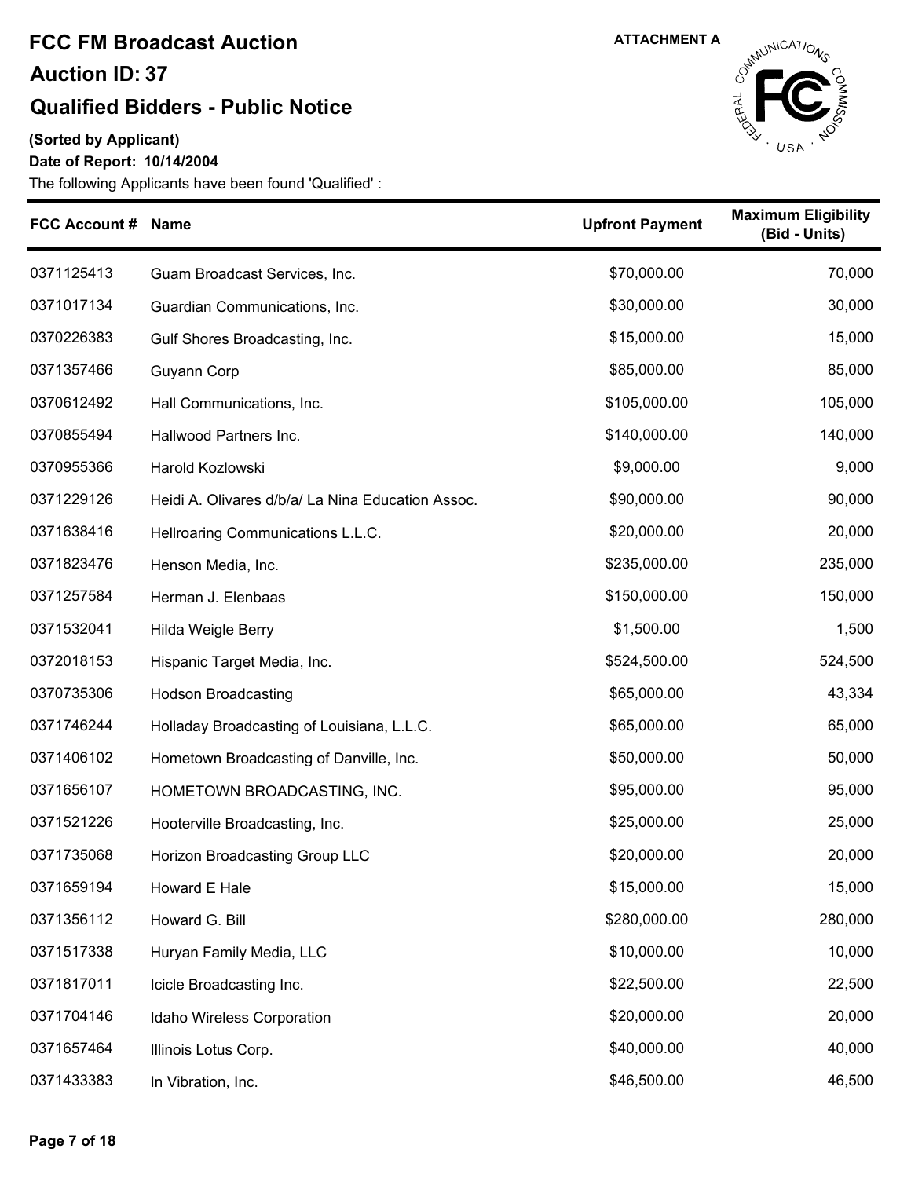# FCC FM Broadcast Auction

## Auction ID: 37

## Qualified Bidders - Public Notice

**(Sorted by Applicant)**

**Date of Report: 10/14/2004**

ATTACHMENT A

The following Applicants have been found 'Qualified' :

| FCC Account # | Name | Upfront Payment | Maximum Eligibility (Bid - Units) |
|---|---|---|---|
| 0371125413 | Guam Broadcast Services, Inc. | $70,000.00 | 70,000 |
| 0371017134 | Guardian Communications, Inc. | $30,000.00 | 30,000 |
| 0370226383 | Gulf Shores Broadcasting, Inc. | $15,000.00 | 15,000 |
| 0371357466 | Guyann Corp | $85,000.00 | 85,000 |
| 0370612492 | Hall Communications, Inc. | $105,000.00 | 105,000 |
| 0370855494 | Hallwood Partners Inc. | $140,000.00 | 140,000 |
| 0370955366 | Harold Kozlowski | $9,000.00 | 9,000 |
| 0371229126 | Heidi A. Olivares d/b/a/ La Nina Education Assoc. | $90,000.00 | 90,000 |
| 0371638416 | Hellroaring Communications L.L.C. | $20,000.00 | 20,000 |
| 0371823476 | Henson Media, Inc. | $235,000.00 | 235,000 |
| 0371257584 | Herman J. Elenbaas | $150,000.00 | 150,000 |
| 0371532041 | Hilda Weigle Berry | $1,500.00 | 1,500 |
| 0372018153 | Hispanic Target Media, Inc. | $524,500.00 | 524,500 |
| 0370735306 | Hodson Broadcasting | $65,000.00 | 43,334 |
| 0371746244 | Holladay Broadcasting of Louisiana, L.L.C. | $65,000.00 | 65,000 |
| 0371406102 | Hometown Broadcasting of Danville, Inc. | $50,000.00 | 50,000 |
| 0371656107 | HOMETOWN BROADCASTING, INC. | $95,000.00 | 95,000 |
| 0371521226 | Hooterville Broadcasting, Inc. | $25,000.00 | 25,000 |
| 0371735068 | Horizon Broadcasting Group LLC | $20,000.00 | 20,000 |
| 0371659194 | Howard E Hale | $15,000.00 | 15,000 |
| 0371356112 | Howard G. Bill | $280,000.00 | 280,000 |
| 0371517338 | Huryan Family Media, LLC | $10,000.00 | 10,000 |
| 0371817011 | Icicle Broadcasting Inc. | $22,500.00 | 22,500 |
| 0371704146 | Idaho Wireless Corporation | $20,000.00 | 20,000 |
| 0371657464 | Illinois Lotus Corp. | $40,000.00 | 40,000 |
| 0371433383 | In Vibration, Inc. | $46,500.00 | 46,500 |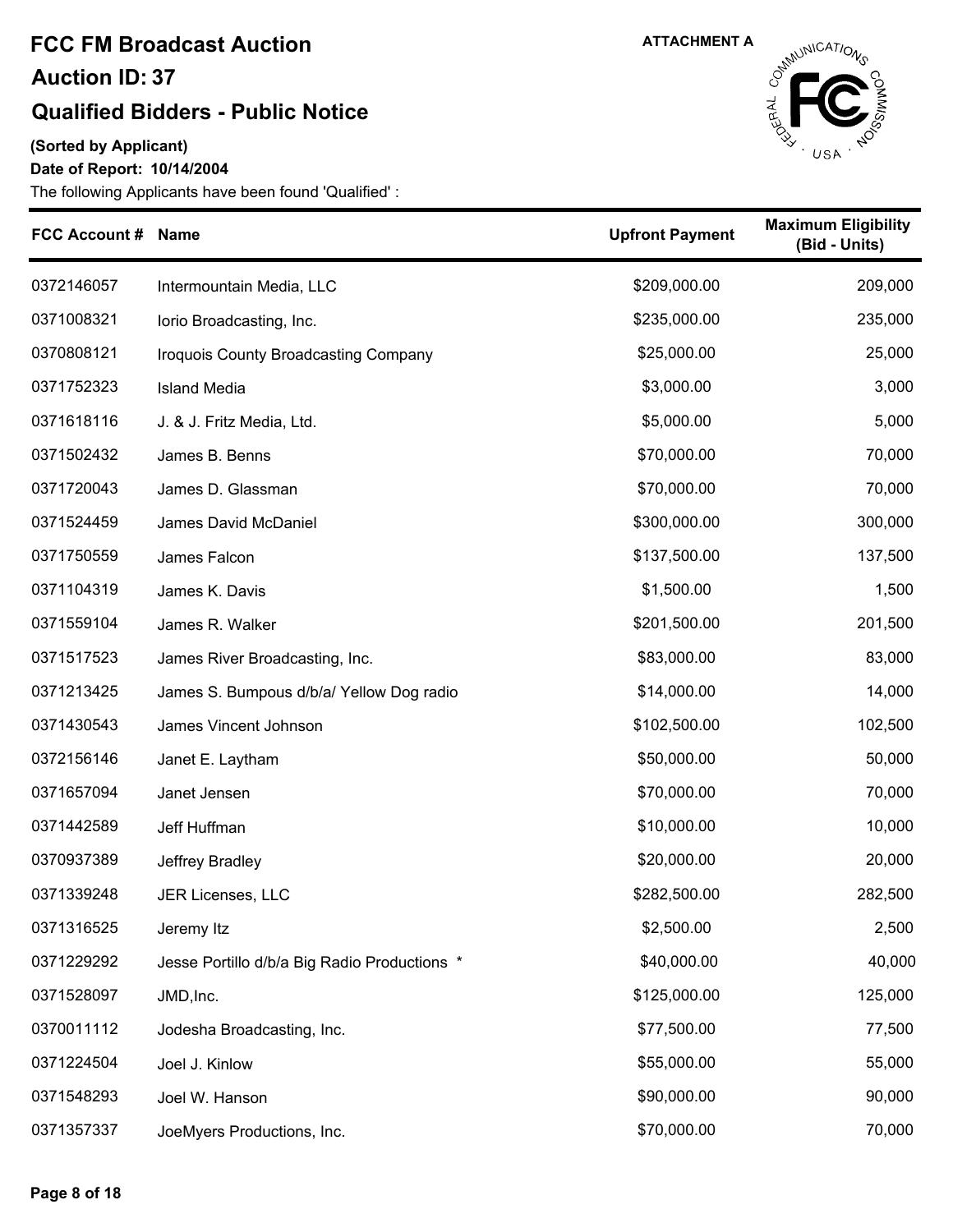# FCC FM Broadcast Auction

## Auction ID: 37

## Qualified Bidders - Public Notice

ATTACHMENT A

**(Sorted by Applicant)**

**Date of Report: 10/14/2004**

The following Applicants have been found 'Qualified' :

| FCC Account # | Name | Upfront Payment | Maximum Eligibility (Bid - Units) |
|---|---|---|---|
| 0372146057 | Intermountain Media, LLC | $209,000.00 | 209,000 |
| 0371008321 | Iorio Broadcasting, Inc. | $235,000.00 | 235,000 |
| 0370808121 | Iroquois County Broadcasting Company | $25,000.00 | 25,000 |
| 0371752323 | Island Media | $3,000.00 | 3,000 |
| 0371618116 | J. & J. Fritz Media, Ltd. | $5,000.00 | 5,000 |
| 0371502432 | James B. Benns | $70,000.00 | 70,000 |
| 0371720043 | James D. Glassman | $70,000.00 | 70,000 |
| 0371524459 | James David McDaniel | $300,000.00 | 300,000 |
| 0371750559 | James Falcon | $137,500.00 | 137,500 |
| 0371104319 | James K. Davis | $1,500.00 | 1,500 |
| 0371559104 | James R. Walker | $201,500.00 | 201,500 |
| 0371517523 | James River Broadcasting, Inc. | $83,000.00 | 83,000 |
| 0371213425 | James S. Bumpous d/b/a/ Yellow Dog radio | $14,000.00 | 14,000 |
| 0371430543 | James Vincent Johnson | $102,500.00 | 102,500 |
| 0372156146 | Janet E. Laytham | $50,000.00 | 50,000 |
| 0371657094 | Janet Jensen | $70,000.00 | 70,000 |
| 0371442589 | Jeff Huffman | $10,000.00 | 10,000 |
| 0370937389 | Jeffrey Bradley | $20,000.00 | 20,000 |
| 0371339248 | JER Licenses, LLC | $282,500.00 | 282,500 |
| 0371316525 | Jeremy Itz | $2,500.00 | 2,500 |
| 0371229292 | Jesse Portillo d/b/a Big Radio Productions * | $40,000.00 | 40,000 |
| 0371528097 | JMD,Inc. | $125,000.00 | 125,000 |
| 0370011112 | Jodesha Broadcasting, Inc. | $77,500.00 | 77,500 |
| 0371224504 | Joel J. Kinlow | $55,000.00 | 55,000 |
| 0371548293 | Joel W. Hanson | $90,000.00 | 90,000 |
| 0371357337 | JoeMyers Productions, Inc. | $70,000.00 | 70,000 |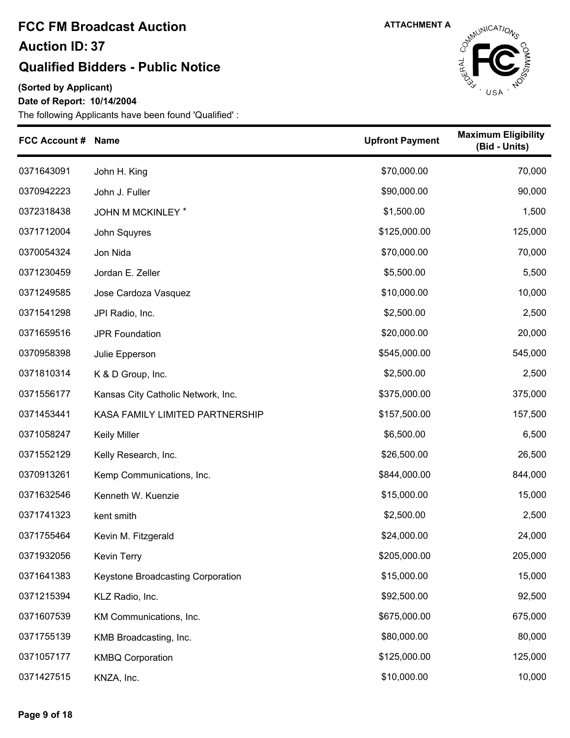# FCC FM Broadcast Auction

## Auction ID: 37

## Qualified Bidders - Public Notice

ATTACHMENT A

**(Sorted by Applicant)**

**Date of Report: 10/14/2004**

The following Applicants have been found 'Qualified' :

| FCC Account # | Name | Upfront Payment | Maximum Eligibility (Bid - Units) |
|---|---|---|---|
| 0371643091 | John H. King | $70,000.00 | 70,000 |
| 0370942223 | John J. Fuller | $90,000.00 | 90,000 |
| 0372318438 | JOHN M MCKINLEY * | $1,500.00 | 1,500 |
| 0371712004 | John Squyres | $125,000.00 | 125,000 |
| 0370054324 | Jon Nida | $70,000.00 | 70,000 |
| 0371230459 | Jordan E. Zeller | $5,500.00 | 5,500 |
| 0371249585 | Jose Cardoza Vasquez | $10,000.00 | 10,000 |
| 0371541298 | JPI Radio, Inc. | $2,500.00 | 2,500 |
| 0371659516 | JPR Foundation | $20,000.00 | 20,000 |
| 0370958398 | Julie Epperson | $545,000.00 | 545,000 |
| 0371810314 | K & D Group, Inc. | $2,500.00 | 2,500 |
| 0371556177 | Kansas City Catholic Network, Inc. | $375,000.00 | 375,000 |
| 0371453441 | KASA FAMILY LIMITED PARTNERSHIP | $157,500.00 | 157,500 |
| 0371058247 | Keily Miller | $6,500.00 | 6,500 |
| 0371552129 | Kelly Research, Inc. | $26,500.00 | 26,500 |
| 0370913261 | Kemp Communications, Inc. | $844,000.00 | 844,000 |
| 0371632546 | Kenneth W. Kuenzie | $15,000.00 | 15,000 |
| 0371741323 | kent smith | $2,500.00 | 2,500 |
| 0371755464 | Kevin M. Fitzgerald | $24,000.00 | 24,000 |
| 0371932056 | Kevin Terry | $205,000.00 | 205,000 |
| 0371641383 | Keystone Broadcasting Corporation | $15,000.00 | 15,000 |
| 0371215394 | KLZ Radio, Inc. | $92,500.00 | 92,500 |
| 0371607539 | KM Communications, Inc. | $675,000.00 | 675,000 |
| 0371755139 | KMB Broadcasting, Inc. | $80,000.00 | 80,000 |
| 0371057177 | KMBQ Corporation | $125,000.00 | 125,000 |
| 0371427515 | KNZA, Inc. | $10,000.00 | 10,000 |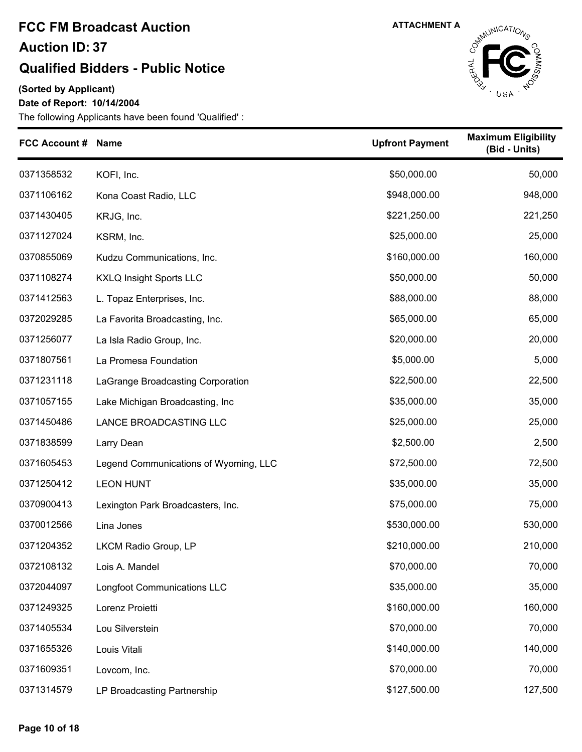# FCC FM Broadcast Auction

## Auction ID: 37

## Qualified Bidders - Public Notice

**ATTACHMENT A**

**(Sorted by Applicant)**

**Date of Report: 10/14/2004**

The following Applicants have been found 'Qualified' :

| FCC Account # | Name | Upfront Payment | Maximum Eligibility (Bid - Units) |
|---|---|---|---|
| 0371358532 | KOFI, Inc. | $50,000.00 | 50,000 |
| 0371106162 | Kona Coast Radio, LLC | $948,000.00 | 948,000 |
| 0371430405 | KRJG, Inc. | $221,250.00 | 221,250 |
| 0371127024 | KSRM, Inc. | $25,000.00 | 25,000 |
| 0370855069 | Kudzu Communications, Inc. | $160,000.00 | 160,000 |
| 0371108274 | KXLQ Insight Sports LLC | $50,000.00 | 50,000 |
| 0371412563 | L. Topaz Enterprises, Inc. | $88,000.00 | 88,000 |
| 0372029285 | La Favorita Broadcasting, Inc. | $65,000.00 | 65,000 |
| 0371256077 | La Isla Radio Group, Inc. | $20,000.00 | 20,000 |
| 0371807561 | La Promesa Foundation | $5,000.00 | 5,000 |
| 0371231118 | LaGrange Broadcasting Corporation | $22,500.00 | 22,500 |
| 0371057155 | Lake Michigan Broadcasting, Inc | $35,000.00 | 35,000 |
| 0371450486 | LANCE BROADCASTING LLC | $25,000.00 | 25,000 |
| 0371838599 | Larry Dean | $2,500.00 | 2,500 |
| 0371605453 | Legend Communications of Wyoming, LLC | $72,500.00 | 72,500 |
| 0371250412 | LEON HUNT | $35,000.00 | 35,000 |
| 0370900413 | Lexington Park Broadcasters, Inc. | $75,000.00 | 75,000 |
| 0370012566 | Lina Jones | $530,000.00 | 530,000 |
| 0371204352 | LKCM Radio Group, LP | $210,000.00 | 210,000 |
| 0372108132 | Lois A. Mandel | $70,000.00 | 70,000 |
| 0372044097 | Longfoot Communications LLC | $35,000.00 | 35,000 |
| 0371249325 | Lorenz Proietti | $160,000.00 | 160,000 |
| 0371405534 | Lou Silverstein | $70,000.00 | 70,000 |
| 0371655326 | Louis Vitali | $140,000.00 | 140,000 |
| 0371609351 | Lovcom, Inc. | $70,000.00 | 70,000 |
| 0371314579 | LP Broadcasting Partnership | $127,500.00 | 127,500 |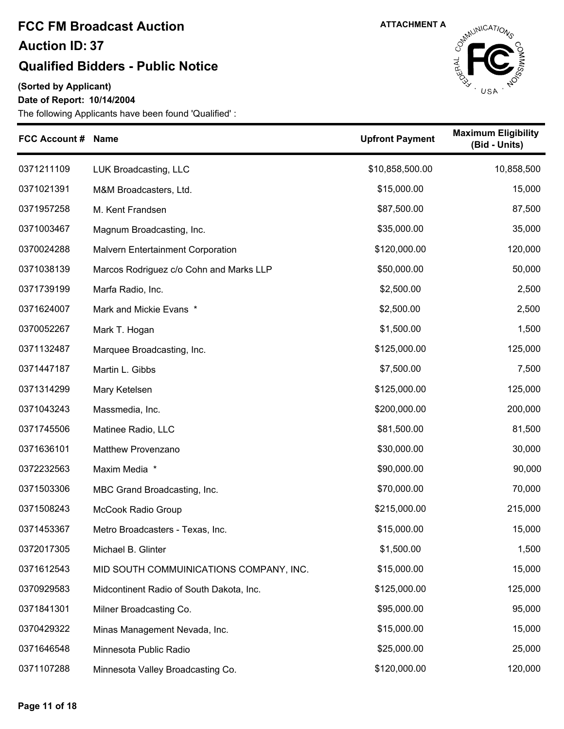# FCC FM Broadcast Auction

## Auction ID: 37

## Qualified Bidders - Public Notice

ATTACHMENT A

**(Sorted by Applicant)**

**Date of Report: 10/14/2004**

The following Applicants have been found 'Qualified' :

| FCC Account # | Name | Upfront Payment | Maximum Eligibility (Bid - Units) |
|---|---|---|---|
| 0371211109 | LUK Broadcasting, LLC | $10,858,500.00 | 10,858,500 |
| 0371021391 | M&M Broadcasters, Ltd. | $15,000.00 | 15,000 |
| 0371957258 | M. Kent Frandsen | $87,500.00 | 87,500 |
| 0371003467 | Magnum Broadcasting, Inc. | $35,000.00 | 35,000 |
| 0370024288 | Malvern Entertainment Corporation | $120,000.00 | 120,000 |
| 0371038139 | Marcos Rodriguez c/o Cohn and Marks LLP | $50,000.00 | 50,000 |
| 0371739199 | Marfa Radio, Inc. | $2,500.00 | 2,500 |
| 0371624007 | Mark and Mickie Evans * | $2,500.00 | 2,500 |
| 0370052267 | Mark T. Hogan | $1,500.00 | 1,500 |
| 0371132487 | Marquee Broadcasting, Inc. | $125,000.00 | 125,000 |
| 0371447187 | Martin L. Gibbs | $7,500.00 | 7,500 |
| 0371314299 | Mary Ketelsen | $125,000.00 | 125,000 |
| 0371043243 | Massmedia, Inc. | $200,000.00 | 200,000 |
| 0371745506 | Matinee Radio, LLC | $81,500.00 | 81,500 |
| 0371636101 | Matthew Provenzano | $30,000.00 | 30,000 |
| 0372232563 | Maxim Media * | $90,000.00 | 90,000 |
| 0371503306 | MBC Grand Broadcasting, Inc. | $70,000.00 | 70,000 |
| 0371508243 | McCook Radio Group | $215,000.00 | 215,000 |
| 0371453367 | Metro Broadcasters - Texas, Inc. | $15,000.00 | 15,000 |
| 0372017305 | Michael B. Glinter | $1,500.00 | 1,500 |
| 0371612543 | MID SOUTH COMMUINICATIONS COMPANY, INC. | $15,000.00 | 15,000 |
| 0370929583 | Midcontinent Radio of South Dakota, Inc. | $125,000.00 | 125,000 |
| 0371841301 | Milner Broadcasting Co. | $95,000.00 | 95,000 |
| 0370429322 | Minas Management Nevada, Inc. | $15,000.00 | 15,000 |
| 0371646548 | Minnesota Public Radio | $25,000.00 | 25,000 |
| 0371107288 | Minnesota Valley Broadcasting Co. | $120,000.00 | 120,000 |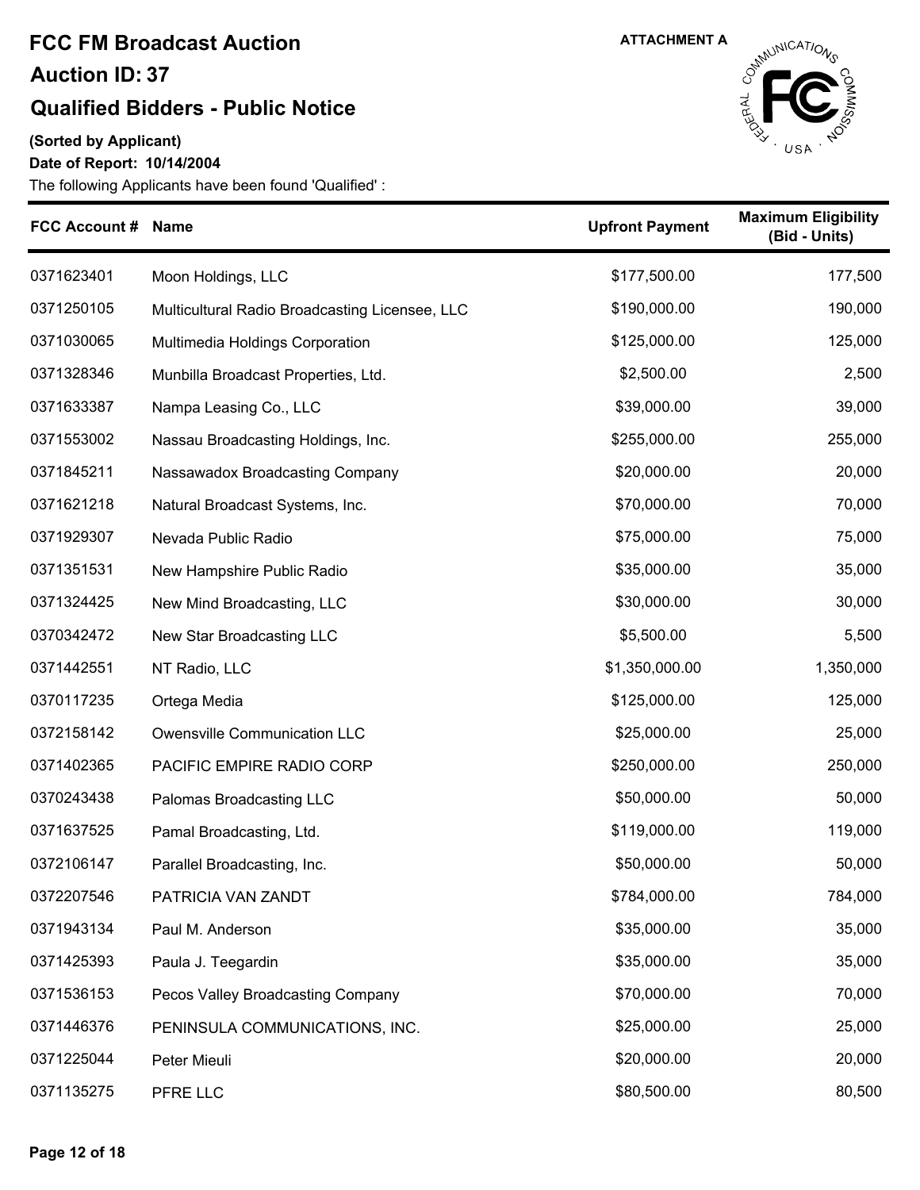# FCC FM Broadcast Auction

## Auction ID: 37

## Qualified Bidders - Public Notice

ATTACHMENT A

**(Sorted by Applicant)**

**Date of Report: 10/14/2004**

The following Applicants have been found 'Qualified' :

| FCC Account # | Name | Upfront Payment | Maximum Eligibility (Bid - Units) |
|---|---|---|---|
| 0371623401 | Moon Holdings, LLC | $177,500.00 | 177,500 |
| 0371250105 | Multicultural Radio Broadcasting Licensee, LLC | $190,000.00 | 190,000 |
| 0371030065 | Multimedia Holdings Corporation | $125,000.00 | 125,000 |
| 0371328346 | Munbilla Broadcast Properties, Ltd. | $2,500.00 | 2,500 |
| 0371633387 | Nampa Leasing Co., LLC | $39,000.00 | 39,000 |
| 0371553002 | Nassau Broadcasting Holdings, Inc. | $255,000.00 | 255,000 |
| 0371845211 | Nassawadox Broadcasting Company | $20,000.00 | 20,000 |
| 0371621218 | Natural Broadcast Systems, Inc. | $70,000.00 | 70,000 |
| 0371929307 | Nevada Public Radio | $75,000.00 | 75,000 |
| 0371351531 | New Hampshire Public Radio | $35,000.00 | 35,000 |
| 0371324425 | New Mind Broadcasting, LLC | $30,000.00 | 30,000 |
| 0370342472 | New Star Broadcasting LLC | $5,500.00 | 5,500 |
| 0371442551 | NT Radio, LLC | $1,350,000.00 | 1,350,000 |
| 0370117235 | Ortega Media | $125,000.00 | 125,000 |
| 0372158142 | Owensville Communication LLC | $25,000.00 | 25,000 |
| 0371402365 | PACIFIC EMPIRE RADIO CORP | $250,000.00 | 250,000 |
| 0370243438 | Palomas Broadcasting LLC | $50,000.00 | 50,000 |
| 0371637525 | Pamal Broadcasting, Ltd. | $119,000.00 | 119,000 |
| 0372106147 | Parallel Broadcasting, Inc. | $50,000.00 | 50,000 |
| 0372207546 | PATRICIA VAN ZANDT | $784,000.00 | 784,000 |
| 0371943134 | Paul M. Anderson | $35,000.00 | 35,000 |
| 0371425393 | Paula J. Teegardin | $35,000.00 | 35,000 |
| 0371536153 | Pecos Valley Broadcasting Company | $70,000.00 | 70,000 |
| 0371446376 | PENINSULA COMMUNICATIONS, INC. | $25,000.00 | 25,000 |
| 0371225044 | Peter Mieuli | $20,000.00 | 20,000 |
| 0371135275 | PFRE LLC | $80,500.00 | 80,500 |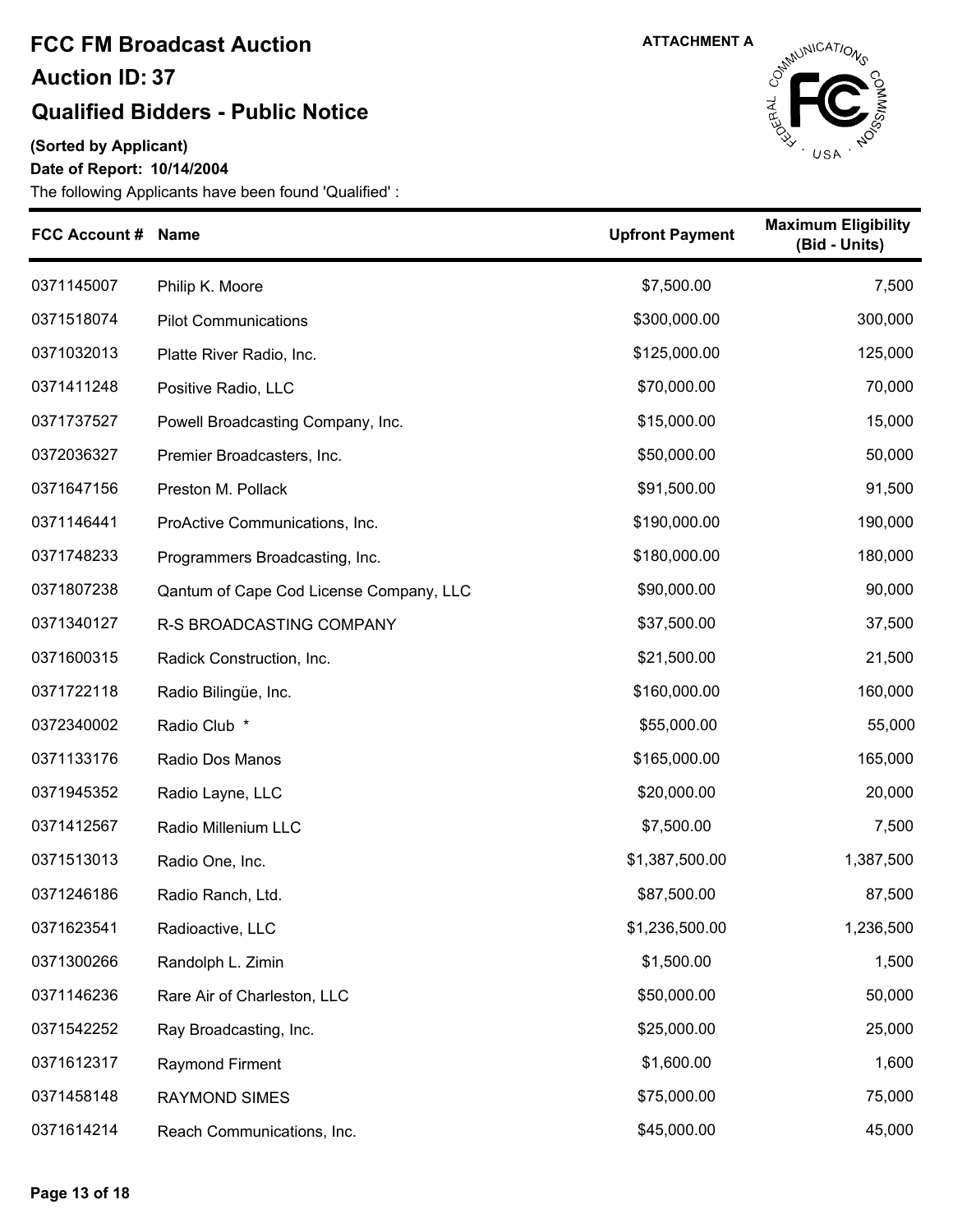# FCC FM Broadcast Auction

## Auction ID: 37

## Qualified Bidders - Public Notice

ATTACHMENT A

**(Sorted by Applicant)**

**Date of Report: 10/14/2004**

The following Applicants have been found 'Qualified' :

| FCC Account # | Name | Upfront Payment | Maximum Eligibility (Bid - Units) |
|---|---|---|---|
| 0371145007 | Philip K. Moore | $7,500.00 | 7,500 |
| 0371518074 | Pilot Communications | $300,000.00 | 300,000 |
| 0371032013 | Platte River Radio, Inc. | $125,000.00 | 125,000 |
| 0371411248 | Positive Radio, LLC | $70,000.00 | 70,000 |
| 0371737527 | Powell Broadcasting Company, Inc. | $15,000.00 | 15,000 |
| 0372036327 | Premier Broadcasters, Inc. | $50,000.00 | 50,000 |
| 0371647156 | Preston M. Pollack | $91,500.00 | 91,500 |
| 0371146441 | ProActive Communications, Inc. | $190,000.00 | 190,000 |
| 0371748233 | Programmers Broadcasting, Inc. | $180,000.00 | 180,000 |
| 0371807238 | Qantum of Cape Cod License Company, LLC | $90,000.00 | 90,000 |
| 0371340127 | R-S BROADCASTING COMPANY | $37,500.00 | 37,500 |
| 0371600315 | Radick Construction, Inc. | $21,500.00 | 21,500 |
| 0371722118 | Radio Bilingüe, Inc. | $160,000.00 | 160,000 |
| 0372340002 | Radio Club * | $55,000.00 | 55,000 |
| 0371133176 | Radio Dos Manos | $165,000.00 | 165,000 |
| 0371945352 | Radio Layne, LLC | $20,000.00 | 20,000 |
| 0371412567 | Radio Millenium LLC | $7,500.00 | 7,500 |
| 0371513013 | Radio One, Inc. | $1,387,500.00 | 1,387,500 |
| 0371246186 | Radio Ranch, Ltd. | $87,500.00 | 87,500 |
| 0371623541 | Radioactive, LLC | $1,236,500.00 | 1,236,500 |
| 0371300266 | Randolph L. Zimin | $1,500.00 | 1,500 |
| 0371146236 | Rare Air of Charleston, LLC | $50,000.00 | 50,000 |
| 0371542252 | Ray Broadcasting, Inc. | $25,000.00 | 25,000 |
| 0371612317 | Raymond Firment | $1,600.00 | 1,600 |
| 0371458148 | RAYMOND SIMES | $75,000.00 | 75,000 |
| 0371614214 | Reach Communications, Inc. | $45,000.00 | 45,000 |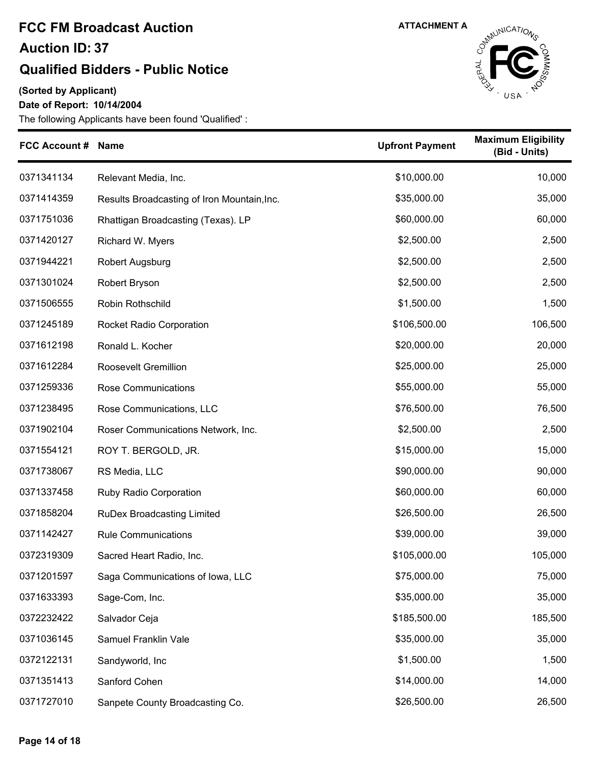# FCC FM Broadcast Auction

## Auction ID: 37

## Qualified Bidders - Public Notice

ATTACHMENT A

**(Sorted by Applicant)**

**Date of Report: 10/14/2004**

The following Applicants have been found 'Qualified' :

| FCC Account # | Name | Upfront Payment | Maximum Eligibility (Bid - Units) |
|---|---|---|---|
| 0371341134 | Relevant Media, Inc. | $10,000.00 | 10,000 |
| 0371414359 | Results Broadcasting of Iron Mountain,Inc. | $35,000.00 | 35,000 |
| 0371751036 | Rhattigan Broadcasting (Texas). LP | $60,000.00 | 60,000 |
| 0371420127 | Richard W. Myers | $2,500.00 | 2,500 |
| 0371944221 | Robert Augsburg | $2,500.00 | 2,500 |
| 0371301024 | Robert Bryson | $2,500.00 | 2,500 |
| 0371506555 | Robin Rothschild | $1,500.00 | 1,500 |
| 0371245189 | Rocket Radio Corporation | $106,500.00 | 106,500 |
| 0371612198 | Ronald L. Kocher | $20,000.00 | 20,000 |
| 0371612284 | Roosevelt Gremillion | $25,000.00 | 25,000 |
| 0371259336 | Rose Communications | $55,000.00 | 55,000 |
| 0371238495 | Rose Communications, LLC | $76,500.00 | 76,500 |
| 0371902104 | Roser Communications Network, Inc. | $2,500.00 | 2,500 |
| 0371554121 | ROY T. BERGOLD, JR. | $15,000.00 | 15,000 |
| 0371738067 | RS Media, LLC | $90,000.00 | 90,000 |
| 0371337458 | Ruby Radio Corporation | $60,000.00 | 60,000 |
| 0371858204 | RuDex Broadcasting Limited | $26,500.00 | 26,500 |
| 0371142427 | Rule Communications | $39,000.00 | 39,000 |
| 0372319309 | Sacred Heart Radio, Inc. | $105,000.00 | 105,000 |
| 0371201597 | Saga Communications of Iowa, LLC | $75,000.00 | 75,000 |
| 0371633393 | Sage-Com, Inc. | $35,000.00 | 35,000 |
| 0372232422 | Salvador Ceja | $185,500.00 | 185,500 |
| 0371036145 | Samuel Franklin Vale | $35,000.00 | 35,000 |
| 0372122131 | Sandyworld, Inc | $1,500.00 | 1,500 |
| 0371351413 | Sanford Cohen | $14,000.00 | 14,000 |
| 0371727010 | Sanpete County Broadcasting Co. | $26,500.00 | 26,500 |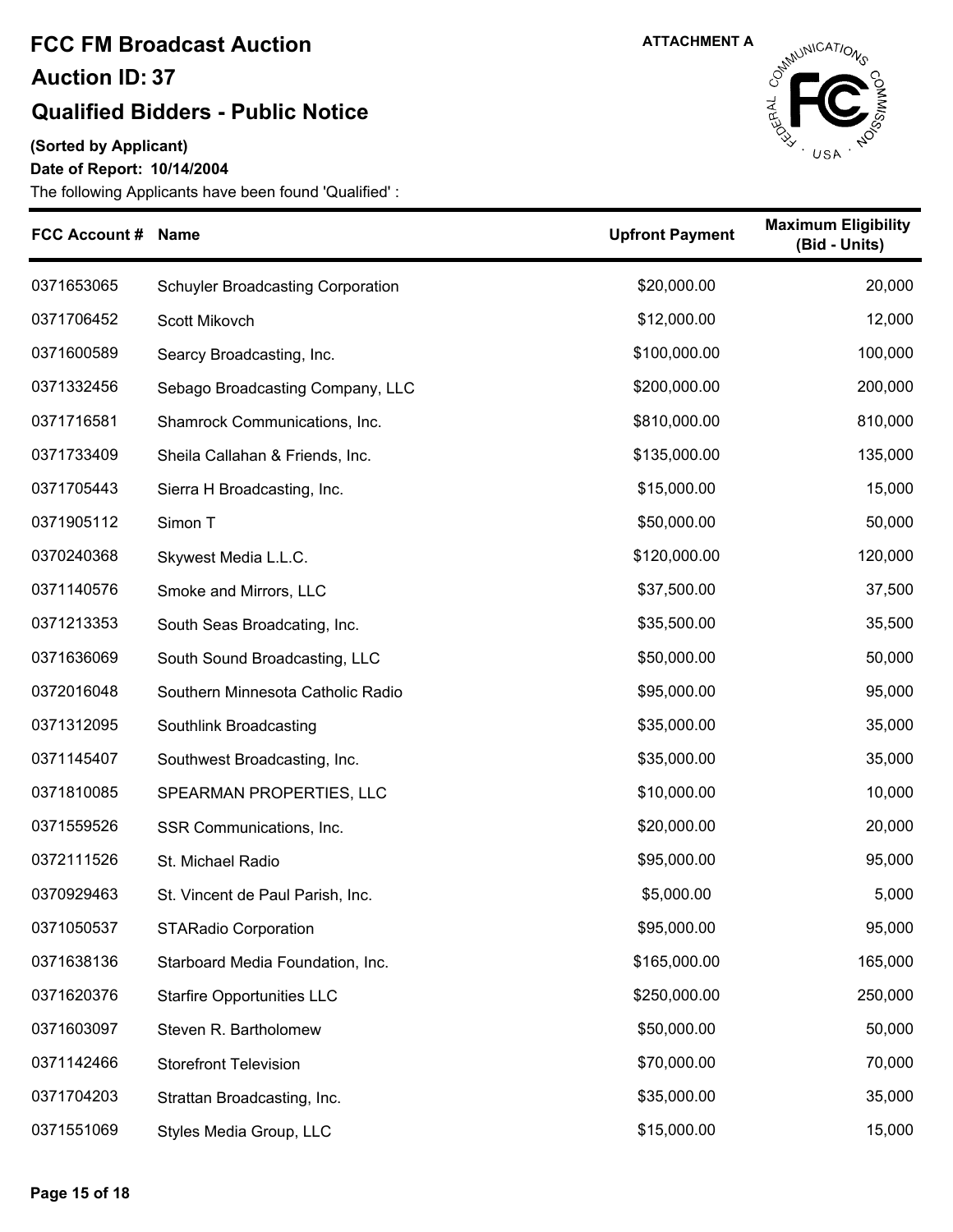# FCC FM Broadcast Auction

## Auction ID: 37

## Qualified Bidders - Public Notice

ATTACHMENT A

**(Sorted by Applicant)**

**Date of Report: 10/14/2004**

The following Applicants have been found 'Qualified' :

| FCC Account # | Name | Upfront Payment | Maximum Eligibility (Bid - Units) |
|---|---|---|---|
| 0371653065 | Schuyler Broadcasting Corporation | $20,000.00 | 20,000 |
| 0371706452 | Scott Mikovch | $12,000.00 | 12,000 |
| 0371600589 | Searcy Broadcasting, Inc. | $100,000.00 | 100,000 |
| 0371332456 | Sebago Broadcasting Company, LLC | $200,000.00 | 200,000 |
| 0371716581 | Shamrock Communications, Inc. | $810,000.00 | 810,000 |
| 0371733409 | Sheila Callahan & Friends, Inc. | $135,000.00 | 135,000 |
| 0371705443 | Sierra H Broadcasting, Inc. | $15,000.00 | 15,000 |
| 0371905112 | Simon T | $50,000.00 | 50,000 |
| 0370240368 | Skywest Media L.L.C. | $120,000.00 | 120,000 |
| 0371140576 | Smoke and Mirrors, LLC | $37,500.00 | 37,500 |
| 0371213353 | South Seas Broadcating, Inc. | $35,500.00 | 35,500 |
| 0371636069 | South Sound Broadcasting, LLC | $50,000.00 | 50,000 |
| 0372016048 | Southern Minnesota Catholic Radio | $95,000.00 | 95,000 |
| 0371312095 | Southlink Broadcasting | $35,000.00 | 35,000 |
| 0371145407 | Southwest Broadcasting, Inc. | $35,000.00 | 35,000 |
| 0371810085 | SPEARMAN PROPERTIES, LLC | $10,000.00 | 10,000 |
| 0371559526 | SSR Communications, Inc. | $20,000.00 | 20,000 |
| 0372111526 | St. Michael Radio | $95,000.00 | 95,000 |
| 0370929463 | St. Vincent de Paul Parish, Inc. | $5,000.00 | 5,000 |
| 0371050537 | STARadio Corporation | $95,000.00 | 95,000 |
| 0371638136 | Starboard Media Foundation, Inc. | $165,000.00 | 165,000 |
| 0371620376 | Starfire Opportunities LLC | $250,000.00 | 250,000 |
| 0371603097 | Steven R. Bartholomew | $50,000.00 | 50,000 |
| 0371142466 | Storefront Television | $70,000.00 | 70,000 |
| 0371704203 | Strattan Broadcasting, Inc. | $35,000.00 | 35,000 |
| 0371551069 | Styles Media Group, LLC | $15,000.00 | 15,000 |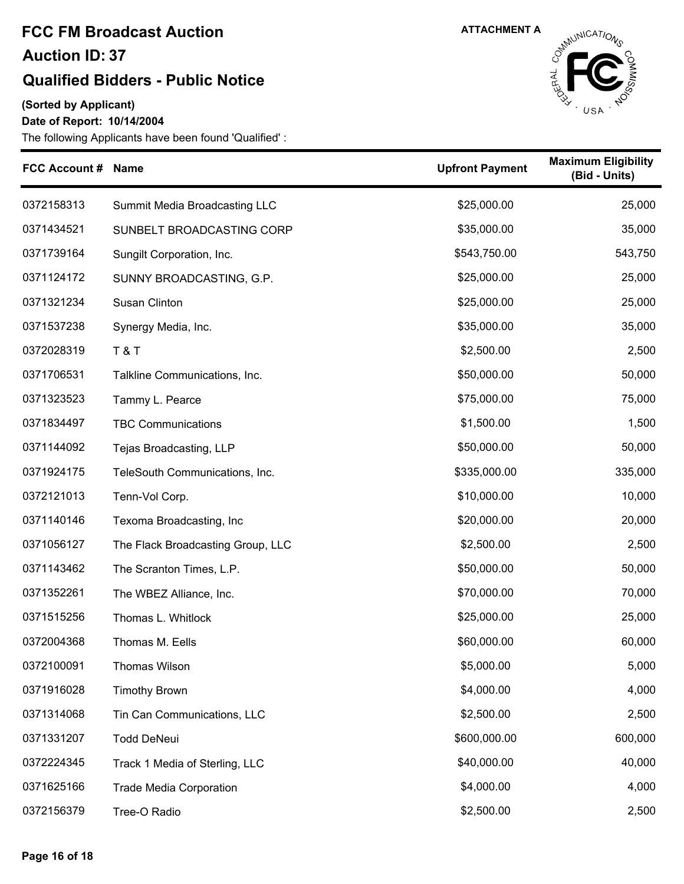# FCC FM Broadcast Auction

## Auction ID: 37

## Qualified Bidders - Public Notice

ATTACHMENT A

**(Sorted by Applicant)**

**Date of Report: 10/14/2004**

The following Applicants have been found 'Qualified' :

| FCC Account # | Name | Upfront Payment | Maximum Eligibility (Bid - Units) |
|---|---|---|---|
| 0372158313 | Summit Media Broadcasting LLC | $25,000.00 | 25,000 |
| 0371434521 | SUNBELT BROADCASTING CORP | $35,000.00 | 35,000 |
| 0371739164 | Sungilt Corporation, Inc. | $543,750.00 | 543,750 |
| 0371124172 | SUNNY BROADCASTING, G.P. | $25,000.00 | 25,000 |
| 0371321234 | Susan Clinton | $25,000.00 | 25,000 |
| 0371537238 | Synergy Media, Inc. | $35,000.00 | 35,000 |
| 0372028319 | T & T | $2,500.00 | 2,500 |
| 0371706531 | Talkline Communications, Inc. | $50,000.00 | 50,000 |
| 0371323523 | Tammy L. Pearce | $75,000.00 | 75,000 |
| 0371834497 | TBC Communications | $1,500.00 | 1,500 |
| 0371144092 | Tejas Broadcasting, LLP | $50,000.00 | 50,000 |
| 0371924175 | TeleSouth Communications, Inc. | $335,000.00 | 335,000 |
| 0372121013 | Tenn-Vol Corp. | $10,000.00 | 10,000 |
| 0371140146 | Texoma Broadcasting, Inc | $20,000.00 | 20,000 |
| 0371056127 | The Flack Broadcasting Group, LLC | $2,500.00 | 2,500 |
| 0371143462 | The Scranton Times, L.P. | $50,000.00 | 50,000 |
| 0371352261 | The WBEZ Alliance, Inc. | $70,000.00 | 70,000 |
| 0371515256 | Thomas L. Whitlock | $25,000.00 | 25,000 |
| 0372004368 | Thomas M. Eells | $60,000.00 | 60,000 |
| 0372100091 | Thomas Wilson | $5,000.00 | 5,000 |
| 0371916028 | Timothy Brown | $4,000.00 | 4,000 |
| 0371314068 | Tin Can Communications, LLC | $2,500.00 | 2,500 |
| 0371331207 | Todd DeNeui | $600,000.00 | 600,000 |
| 0372224345 | Track 1 Media of Sterling, LLC | $40,000.00 | 40,000 |
| 0371625166 | Trade Media Corporation | $4,000.00 | 4,000 |
| 0372156379 | Tree-O Radio | $2,500.00 | 2,500 |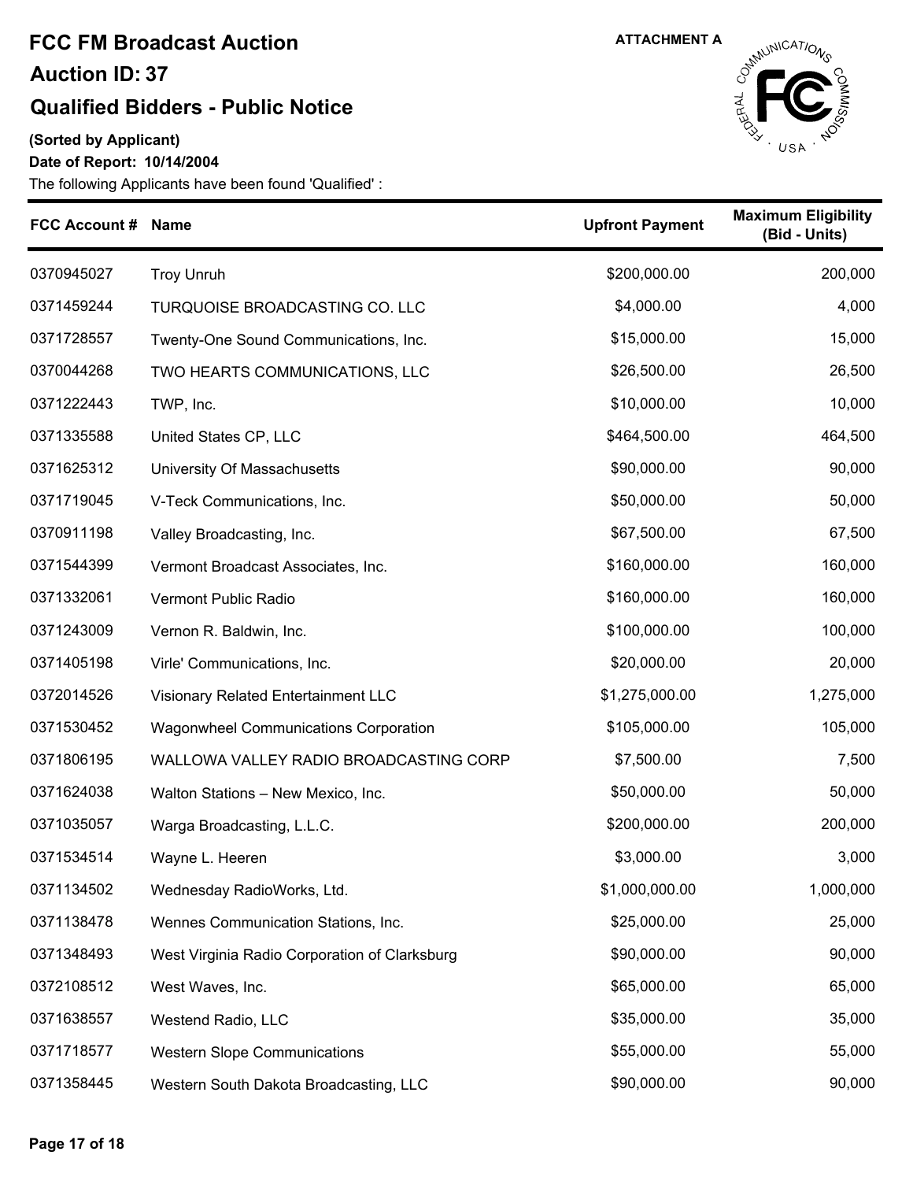# FCC FM Broadcast Auction

## Auction ID: 37

## Qualified Bidders - Public Notice

ATTACHMENT A

**(Sorted by Applicant)**

**Date of Report: 10/14/2004**

The following Applicants have been found 'Qualified' :

| FCC Account # | Name | Upfront Payment | Maximum Eligibility (Bid - Units) |
|---|---|---|---|
| 0370945027 | Troy Unruh | $200,000.00 | 200,000 |
| 0371459244 | TURQUOISE BROADCASTING CO. LLC | $4,000.00 | 4,000 |
| 0371728557 | Twenty-One Sound Communications, Inc. | $15,000.00 | 15,000 |
| 0370044268 | TWO HEARTS COMMUNICATIONS, LLC | $26,500.00 | 26,500 |
| 0371222443 | TWP, Inc. | $10,000.00 | 10,000 |
| 0371335588 | United States CP, LLC | $464,500.00 | 464,500 |
| 0371625312 | University Of Massachusetts | $90,000.00 | 90,000 |
| 0371719045 | V-Teck Communications, Inc. | $50,000.00 | 50,000 |
| 0370911198 | Valley Broadcasting, Inc. | $67,500.00 | 67,500 |
| 0371544399 | Vermont Broadcast Associates, Inc. | $160,000.00 | 160,000 |
| 0371332061 | Vermont Public Radio | $160,000.00 | 160,000 |
| 0371243009 | Vernon R. Baldwin, Inc. | $100,000.00 | 100,000 |
| 0371405198 | Virle' Communications, Inc. | $20,000.00 | 20,000 |
| 0372014526 | Visionary Related Entertainment LLC | $1,275,000.00 | 1,275,000 |
| 0371530452 | Wagonwheel Communications Corporation | $105,000.00 | 105,000 |
| 0371806195 | WALLOWA VALLEY RADIO BROADCASTING CORP | $7,500.00 | 7,500 |
| 0371624038 | Walton Stations – New Mexico, Inc. | $50,000.00 | 50,000 |
| 0371035057 | Warga Broadcasting, L.L.C. | $200,000.00 | 200,000 |
| 0371534514 | Wayne L. Heeren | $3,000.00 | 3,000 |
| 0371134502 | Wednesday RadioWorks, Ltd. | $1,000,000.00 | 1,000,000 |
| 0371138478 | Wennes Communication Stations, Inc. | $25,000.00 | 25,000 |
| 0371348493 | West Virginia Radio Corporation of Clarksburg | $90,000.00 | 90,000 |
| 0372108512 | West Waves, Inc. | $65,000.00 | 65,000 |
| 0371638557 | Westend Radio, LLC | $35,000.00 | 35,000 |
| 0371718577 | Western Slope Communications | $55,000.00 | 55,000 |
| 0371358445 | Western South Dakota Broadcasting, LLC | $90,000.00 | 90,000 |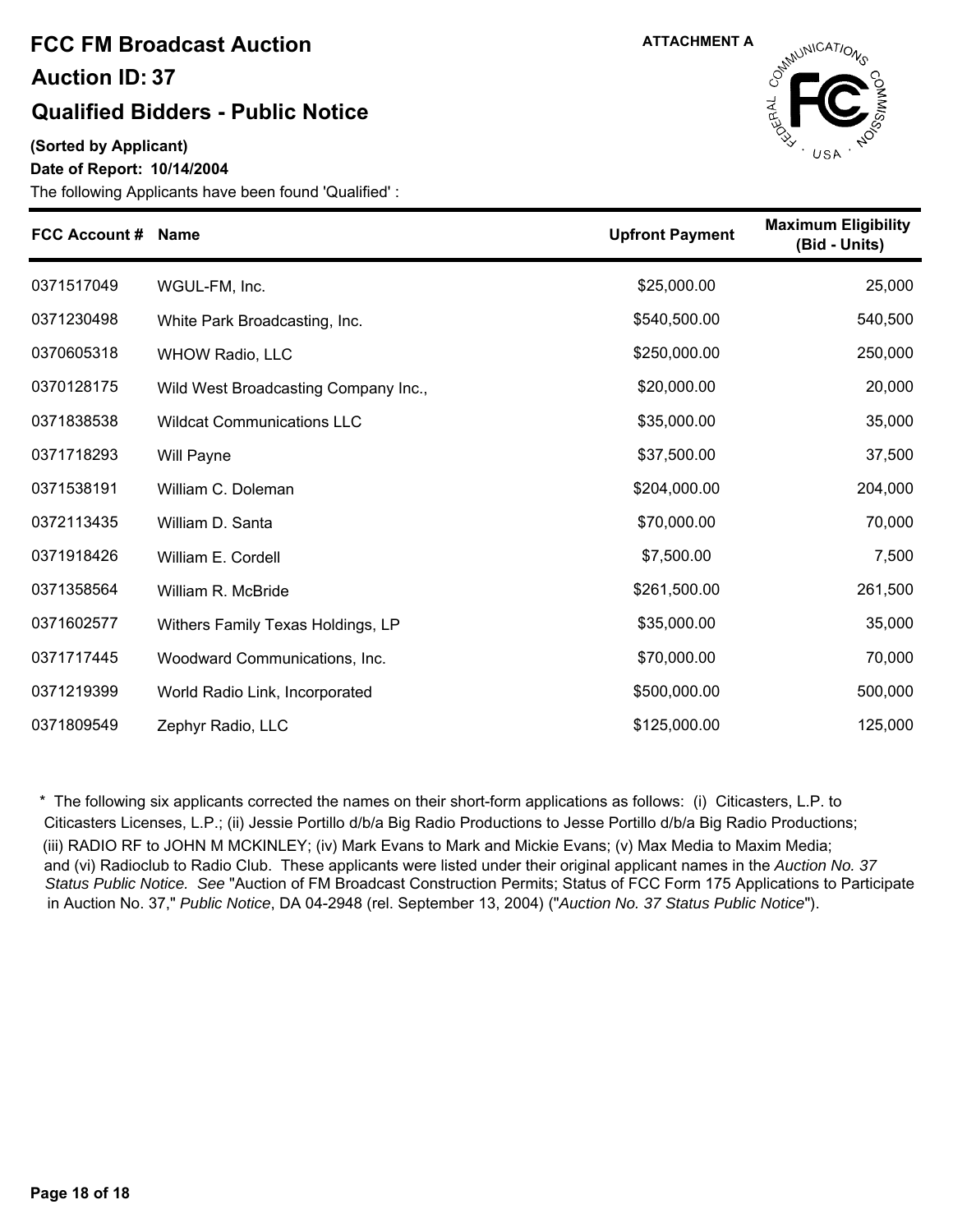# FCC FM Broadcast Auction

## Auction ID: 37

## Qualified Bidders - Public Notice

ATTACHMENT A

**(Sorted by Applicant)**

**Date of Report: 10/14/2004**

The following Applicants have been found 'Qualified' :

| FCC Account # | Name | Upfront Payment | Maximum Eligibility (Bid - Units) |
|---|---|---|---|
| 0371517049 | WGUL-FM, Inc. | $25,000.00 | 25,000 |
| 0371230498 | White Park Broadcasting, Inc. | $540,500.00 | 540,500 |
| 0370605318 | WHOW Radio, LLC | $250,000.00 | 250,000 |
| 0370128175 | Wild West Broadcasting Company Inc., | $20,000.00 | 20,000 |
| 0371838538 | Wildcat Communications LLC | $35,000.00 | 35,000 |
| 0371718293 | Will Payne | $37,500.00 | 37,500 |
| 0371538191 | William C. Doleman | $204,000.00 | 204,000 |
| 0372113435 | William D. Santa | $70,000.00 | 70,000 |
| 0371918426 | William E. Cordell | $7,500.00 | 7,500 |
| 0371358564 | William R. McBride | $261,500.00 | 261,500 |
| 0371602577 | Withers Family Texas Holdings, LP | $35,000.00 | 35,000 |
| 0371717445 | Woodward Communications, Inc. | $70,000.00 | 70,000 |
| 0371219399 | World Radio Link, Incorporated | $500,000.00 | 500,000 |
| 0371809549 | Zephyr Radio, LLC | $125,000.00 | 125,000 |

\* The following six applicants corrected the names on their short-form applications as follows: (i) Citicasters, L.P. to Citicasters Licenses, L.P.; (ii) Jessie Portillo d/b/a Big Radio Productions to Jesse Portillo d/b/a Big Radio Productions; (iii) RADIO RF to JOHN M MCKINLEY; (iv) Mark Evans to Mark and Mickie Evans; (v) Max Media to Maxim Media; and (vi) Radioclub to Radio Club. These applicants were listed under their original applicant names in the *Auction No. 37 Status Public Notice. See* "Auction of FM Broadcast Construction Permits; Status of FCC Form 175 Applications to Participate in Auction No. 37," *Public Notice*, DA 04-2948 (rel. September 13, 2004) ("*Auction No. 37 Status Public Notice*").